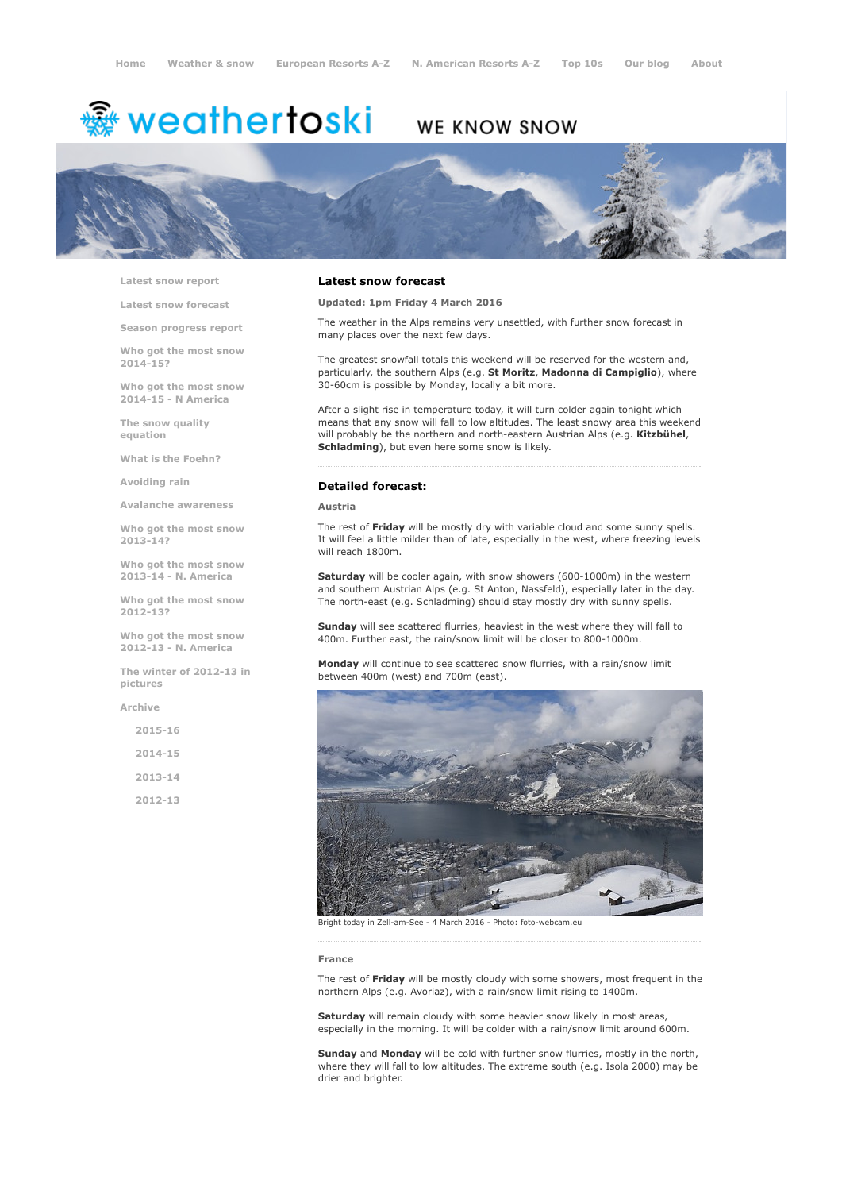Home | Weather & snow | European Resorts A-Z | N. American Resorts A-Z | Top 10s | Our blog | About

# weathertoski

WE KNOW SNOW

- Latest snow report
- Latest snow forecast
- Season progress report
- Who got the most snow 2014-15?
- Who got the most snow 2014-15 - N America
- The snow quality equation
- What is the Foehn?
- Avoiding rain
- Avalanche awareness
- Who got the most snow 2013-14?
- Who got the most snow 2013-14 - N. America
- Who got the most snow 2012-13?
- Who got the most snow 2012-13 - N. America
- The winter of 2012-13 in pictures
- Archive
  - 2015-16
  - 2014-15
  - 2013-14
  - 2012-13

## Latest snow forecast

**Updated: 1pm Friday 4 March 2016**

The weather in the Alps remains very unsettled, with further snow forecast in many places over the next few days.

The greatest snowfall totals this weekend will be reserved for the western and, particularly, the southern Alps (e.g. **St Moritz**, **Madonna di Campiglio**), where 30-60cm is possible by Monday, locally a bit more.

After a slight rise in temperature today, it will turn colder again tonight which means that any snow will fall to low altitudes. The least snowy area this weekend will probably be the northern and north-eastern Austrian Alps (e.g. **Kitzbühel**, **Schladming**), but even here some snow is likely.

## Detailed forecast:

### Austria

The rest of **Friday** will be mostly dry with variable cloud and some sunny spells. It will feel a little milder than of late, especially in the west, where freezing levels will reach 1800m.

**Saturday** will be cooler again, with snow showers (600-1000m) in the western and southern Austrian Alps (e.g. St Anton, Nassfeld), especially later in the day. The north-east (e.g. Schladming) should stay mostly dry with sunny spells.

**Sunday** will see scattered flurries, heaviest in the west where they will fall to 400m. Further east, the rain/snow limit will be closer to 800-1000m.

**Monday** will continue to see scattered snow flurries, with a rain/snow limit between 400m (west) and 700m (east).

Bright today in Zell-am-See - 4 March 2016 - Photo: foto-webcam.eu

### France

The rest of **Friday** will be mostly cloudy with some showers, most frequent in the northern Alps (e.g. Avoriaz), with a rain/snow limit rising to 1400m.

**Saturday** will remain cloudy with some heavier snow likely in most areas, especially in the morning. It will be colder with a rain/snow limit around 600m.

**Sunday** and **Monday** will be cold with further snow flurries, mostly in the north, where they will fall to low altitudes. The extreme south (e.g. Isola 2000) may be drier and brighter.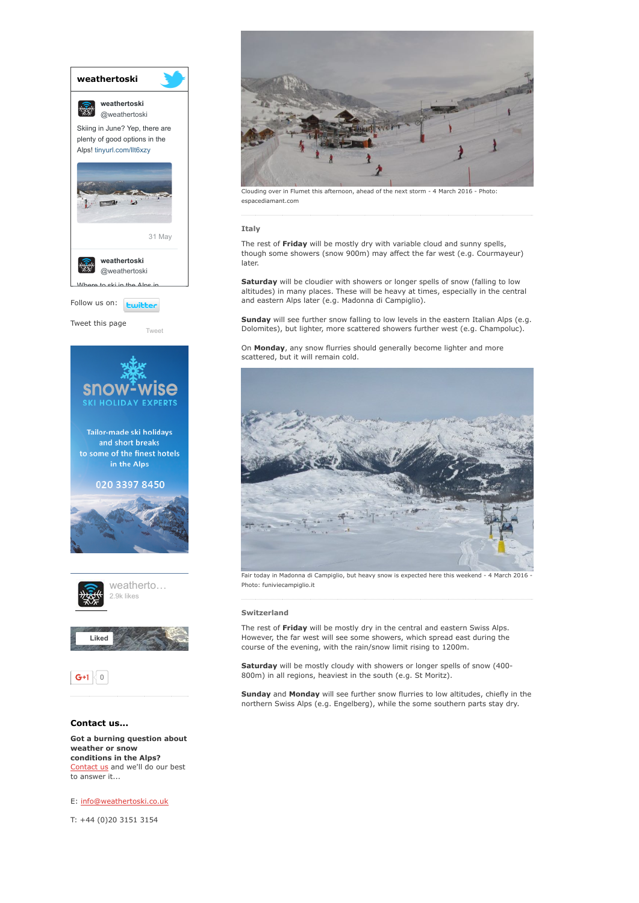Clouding over in Flumet this afternoon, ahead of the next storm - 4 March 2016 - Photo: espacediamant.com

### Italy

The rest of **Friday** will be mostly dry with variable cloud and sunny spells, though some showers (snow 900m) may affect the far west (e.g. Courmayeur) later.

**Saturday** will be cloudier with showers or longer spells of snow (falling to low altitudes) in many places. These will be heavy at times, especially in the central and eastern Alps later (e.g. Madonna di Campiglio).

**Sunday** will see further snow falling to low levels in the eastern Italian Alps (e.g. Dolomites), but lighter, more scattered showers further west (e.g. Champoluc).

On **Monday**, any snow flurries should generally become lighter and more scattered, but it will remain cold.

Fair today in Madonna di Campiglio, but heavy snow is expected here this weekend - 4 March 2016 - Photo: funiviecampiglio.it

### Switzerland

The rest of **Friday** will be mostly dry in the central and eastern Swiss Alps. However, the far west will see some showers, which spread east during the course of the evening, with the rain/snow limit rising to 1200m.

**Saturday** will be mostly cloudy with showers or longer spells of snow (400-800m) in all regions, heaviest in the south (e.g. St Moritz).

**Sunday** and **Monday** will see further snow flurries to low altitudes, chiefly in the northern Swiss Alps (e.g. Engelberg), while the some southern parts stay dry.

**weathertoski**

weathertoski @weathertoski

Skiing in June? Yep, there are plenty of good options in the Alps! tinyurl.com/llt6xzy

31 May

weathertoski @weathertoski

Where to ski in the Alps in

Follow us on: twitter

Tweet this page

Tweet

snow-wise SKI HOLIDAY EXPERTS

Tailor-made ski holidays and short breaks to some of the finest hotels in the Alps

020 3397 8450

weatherto... 2.9k likes

Liked

G+1 0

### Contact us...

**Got a burning question about weather or snow conditions in the Alps?**
Contact us and we'll do our best to answer it...

E: info@weathertoski.co.uk

T: +44 (0)20 3151 3154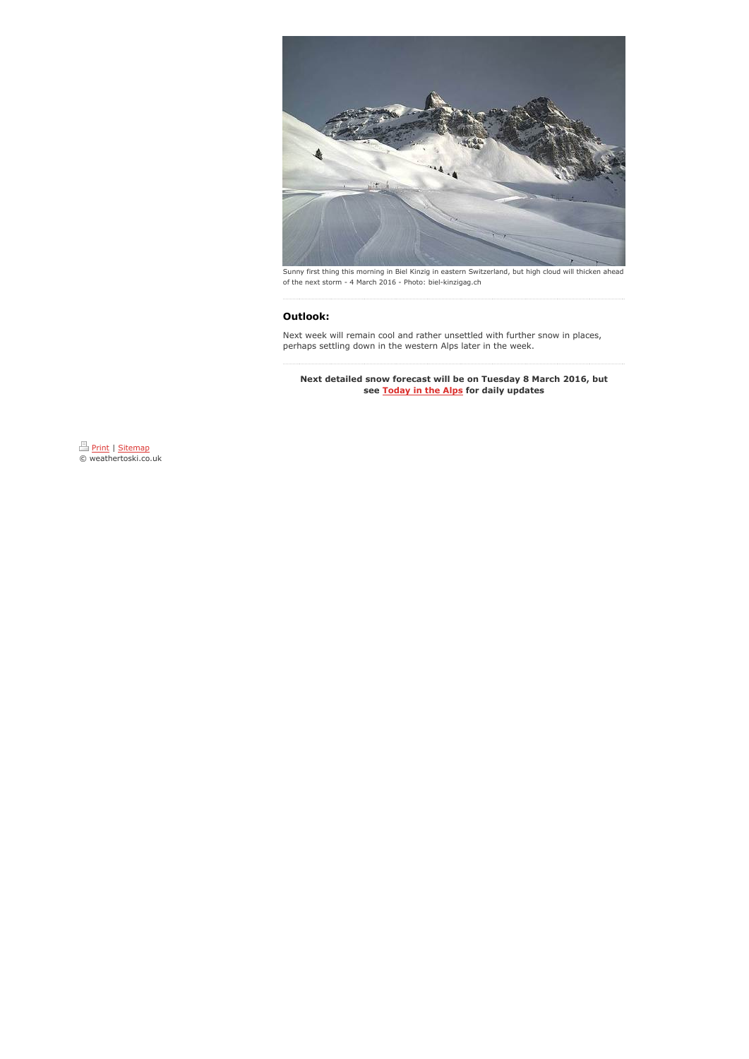Sunny first thing this morning in Biel Kinzig in eastern Switzerland, but high cloud will thicken ahead of the next storm - 4 March 2016 - Photo: biel-kinzigag.ch

### Outlook:

Next week will remain cool and rather unsettled with further snow in places, perhaps settling down in the western Alps later in the week.

**Next detailed snow forecast will be on Tuesday 8 March 2016, but see Today in the Alps for daily updates**

Print | Sitemap
© weathertoski.co.uk